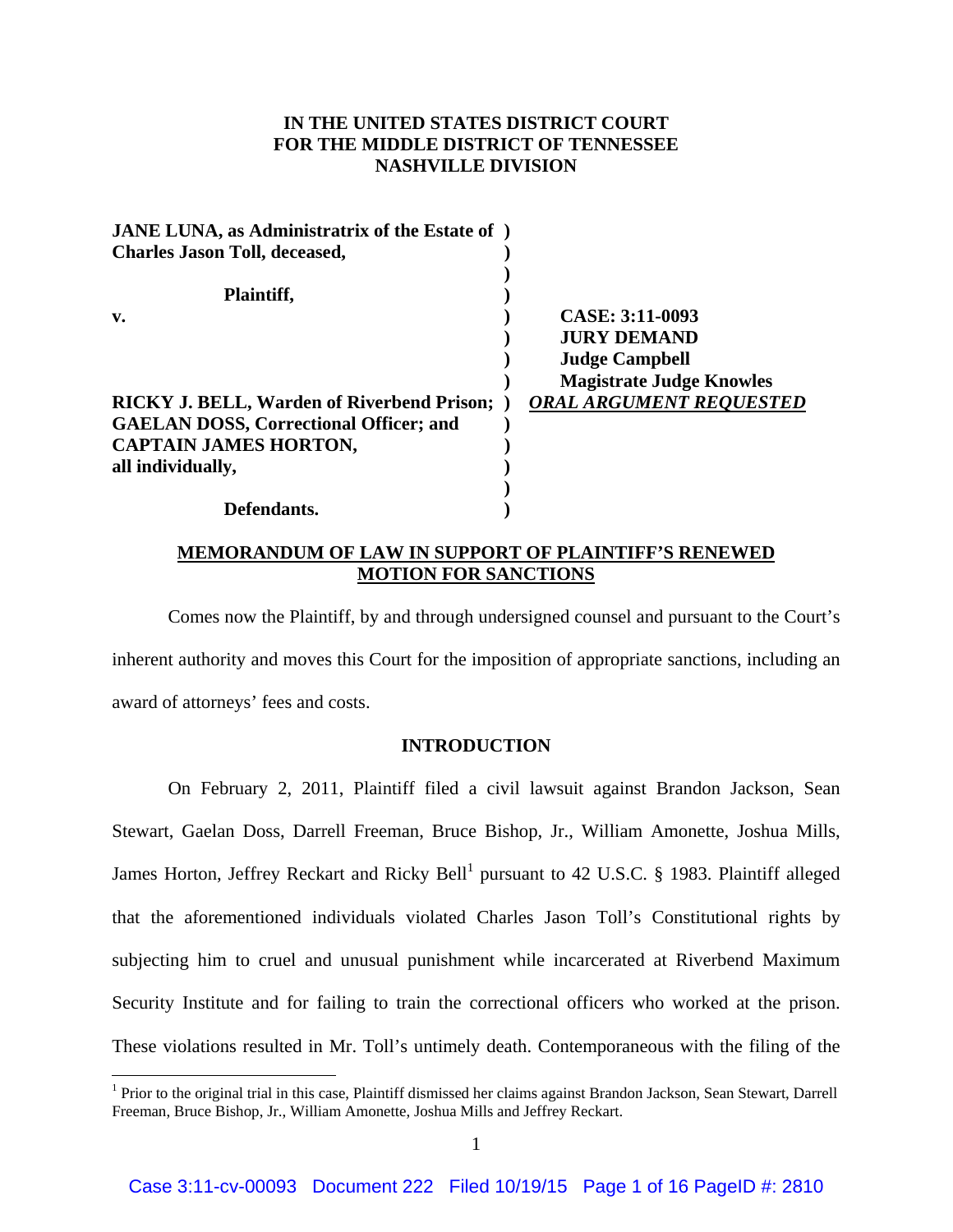**IN THE UNITED STATES DISTRICT COURT**
**FOR THE MIDDLE DISTRICT OF TENNESSEE**
**NASHVILLE DIVISION**

| | | |
|---|---|---|
| **JANE LUNA, as Administratrix of the Estate of Charles Jason Toll, deceased,** | ) | |
| | ) | |
| **Plaintiff,** | ) | |
| **v.** | ) | **CASE: 3:11-0093** |
| | ) | **JURY DEMAND** |
| | ) | **Judge Campbell** |
| | ) | **Magistrate Judge Knowles** |
| **RICKY J. BELL, Warden of Riverbend Prison; GAELAN DOSS, Correctional Officer; and CAPTAIN JAMES HORTON, all individually,** | ) | ***ORAL ARGUMENT REQUESTED*** |
| | ) | |
| **Defendants.** | ) | |

**MEMORANDUM OF LAW IN SUPPORT OF PLAINTIFF'S RENEWED MOTION FOR SANCTIONS**

Comes now the Plaintiff, by and through undersigned counsel and pursuant to the Court's inherent authority and moves this Court for the imposition of appropriate sanctions, including an award of attorneys' fees and costs.

## INTRODUCTION

On February 2, 2011, Plaintiff filed a civil lawsuit against Brandon Jackson, Sean Stewart, Gaelan Doss, Darrell Freeman, Bruce Bishop, Jr., William Amonette, Joshua Mills, James Horton, Jeffrey Reckart and Ricky Bell[1] pursuant to 42 U.S.C. § 1983. Plaintiff alleged that the aforementioned individuals violated Charles Jason Toll's Constitutional rights by subjecting him to cruel and unusual punishment while incarcerated at Riverbend Maximum Security Institute and for failing to train the correctional officers who worked at the prison. These violations resulted in Mr. Toll's untimely death. Contemporaneous with the filing of the

[1] Prior to the original trial in this case, Plaintiff dismissed her claims against Brandon Jackson, Sean Stewart, Darrell Freeman, Bruce Bishop, Jr., William Amonette, Joshua Mills and Jeffrey Reckart.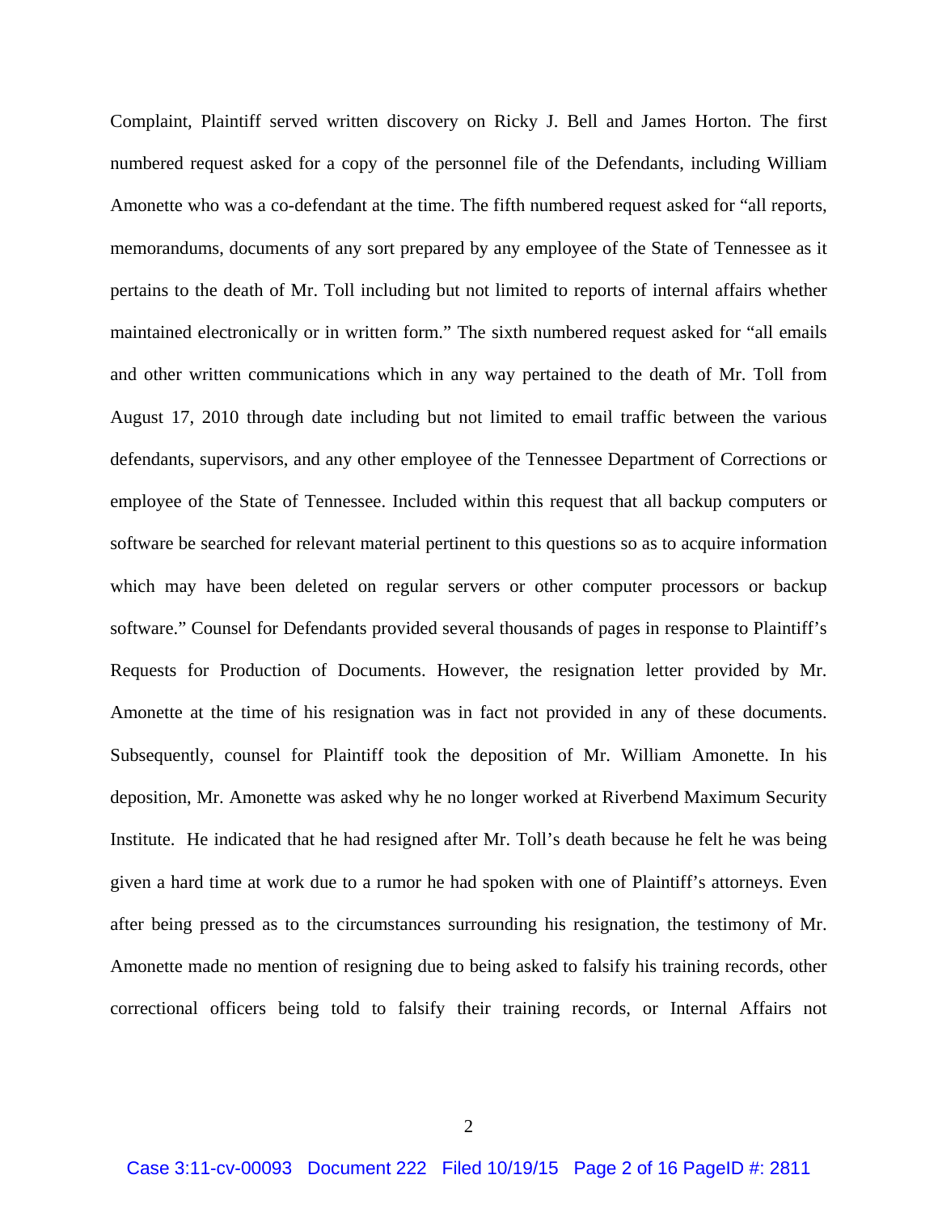Complaint, Plaintiff served written discovery on Ricky J. Bell and James Horton. The first numbered request asked for a copy of the personnel file of the Defendants, including William Amonette who was a co-defendant at the time. The fifth numbered request asked for "all reports, memorandums, documents of any sort prepared by any employee of the State of Tennessee as it pertains to the death of Mr. Toll including but not limited to reports of internal affairs whether maintained electronically or in written form." The sixth numbered request asked for "all emails and other written communications which in any way pertained to the death of Mr. Toll from August 17, 2010 through date including but not limited to email traffic between the various defendants, supervisors, and any other employee of the Tennessee Department of Corrections or employee of the State of Tennessee. Included within this request that all backup computers or software be searched for relevant material pertinent to this questions so as to acquire information which may have been deleted on regular servers or other computer processors or backup software." Counsel for Defendants provided several thousands of pages in response to Plaintiff's Requests for Production of Documents. However, the resignation letter provided by Mr. Amonette at the time of his resignation was in fact not provided in any of these documents. Subsequently, counsel for Plaintiff took the deposition of Mr. William Amonette. In his deposition, Mr. Amonette was asked why he no longer worked at Riverbend Maximum Security Institute. He indicated that he had resigned after Mr. Toll's death because he felt he was being given a hard time at work due to a rumor he had spoken with one of Plaintiff's attorneys. Even after being pressed as to the circumstances surrounding his resignation, the testimony of Mr. Amonette made no mention of resigning due to being asked to falsify his training records, other correctional officers being told to falsify their training records, or Internal Affairs not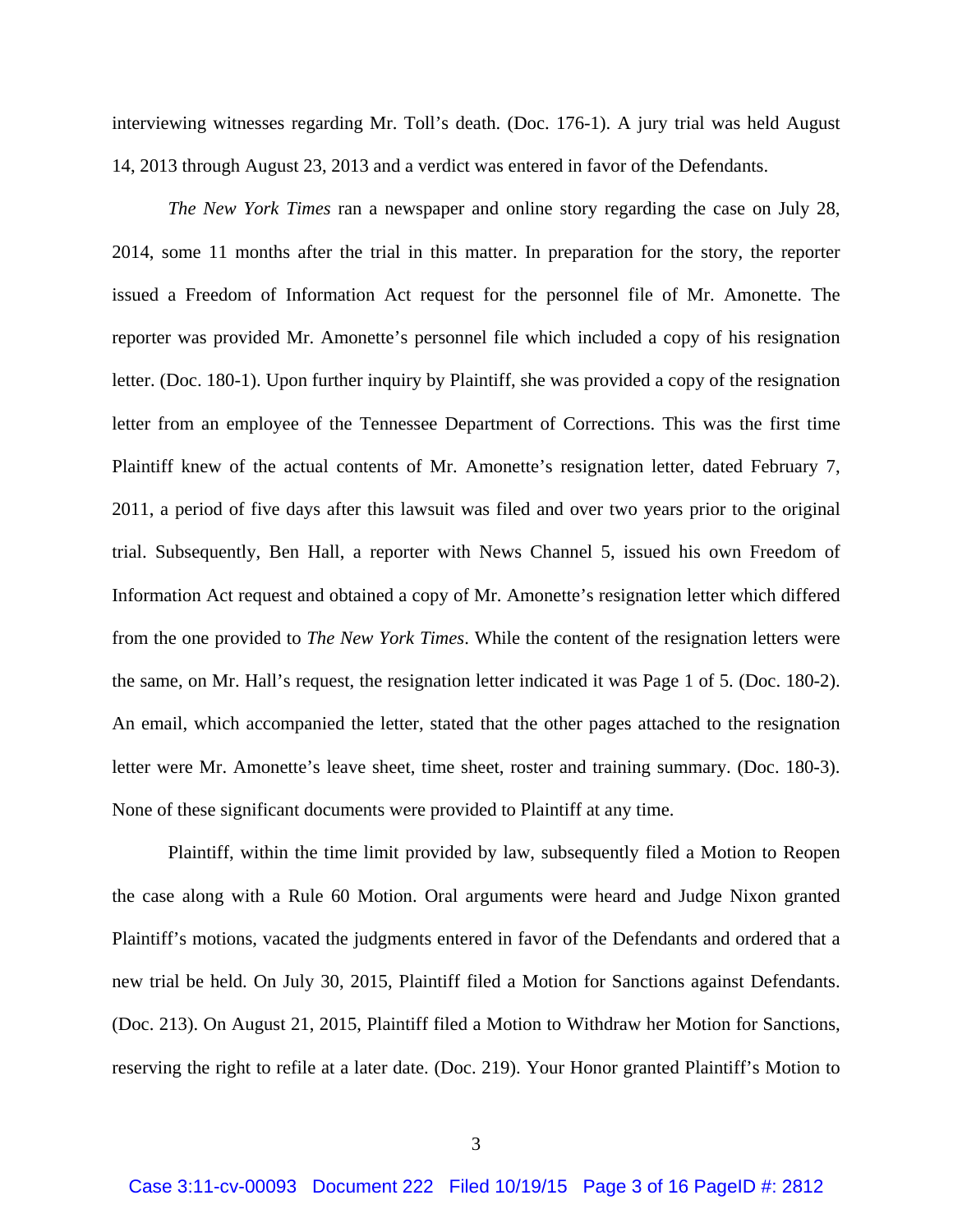interviewing witnesses regarding Mr. Toll's death. (Doc. 176-1). A jury trial was held August 14, 2013 through August 23, 2013 and a verdict was entered in favor of the Defendants.

*The New York Times* ran a newspaper and online story regarding the case on July 28, 2014, some 11 months after the trial in this matter. In preparation for the story, the reporter issued a Freedom of Information Act request for the personnel file of Mr. Amonette. The reporter was provided Mr. Amonette's personnel file which included a copy of his resignation letter. (Doc. 180-1). Upon further inquiry by Plaintiff, she was provided a copy of the resignation letter from an employee of the Tennessee Department of Corrections. This was the first time Plaintiff knew of the actual contents of Mr. Amonette's resignation letter, dated February 7, 2011, a period of five days after this lawsuit was filed and over two years prior to the original trial. Subsequently, Ben Hall, a reporter with News Channel 5, issued his own Freedom of Information Act request and obtained a copy of Mr. Amonette's resignation letter which differed from the one provided to *The New York Times*. While the content of the resignation letters were the same, on Mr. Hall's request, the resignation letter indicated it was Page 1 of 5. (Doc. 180-2). An email, which accompanied the letter, stated that the other pages attached to the resignation letter were Mr. Amonette's leave sheet, time sheet, roster and training summary. (Doc. 180-3). None of these significant documents were provided to Plaintiff at any time.

Plaintiff, within the time limit provided by law, subsequently filed a Motion to Reopen the case along with a Rule 60 Motion. Oral arguments were heard and Judge Nixon granted Plaintiff's motions, vacated the judgments entered in favor of the Defendants and ordered that a new trial be held. On July 30, 2015, Plaintiff filed a Motion for Sanctions against Defendants. (Doc. 213). On August 21, 2015, Plaintiff filed a Motion to Withdraw her Motion for Sanctions, reserving the right to refile at a later date. (Doc. 219). Your Honor granted Plaintiff's Motion to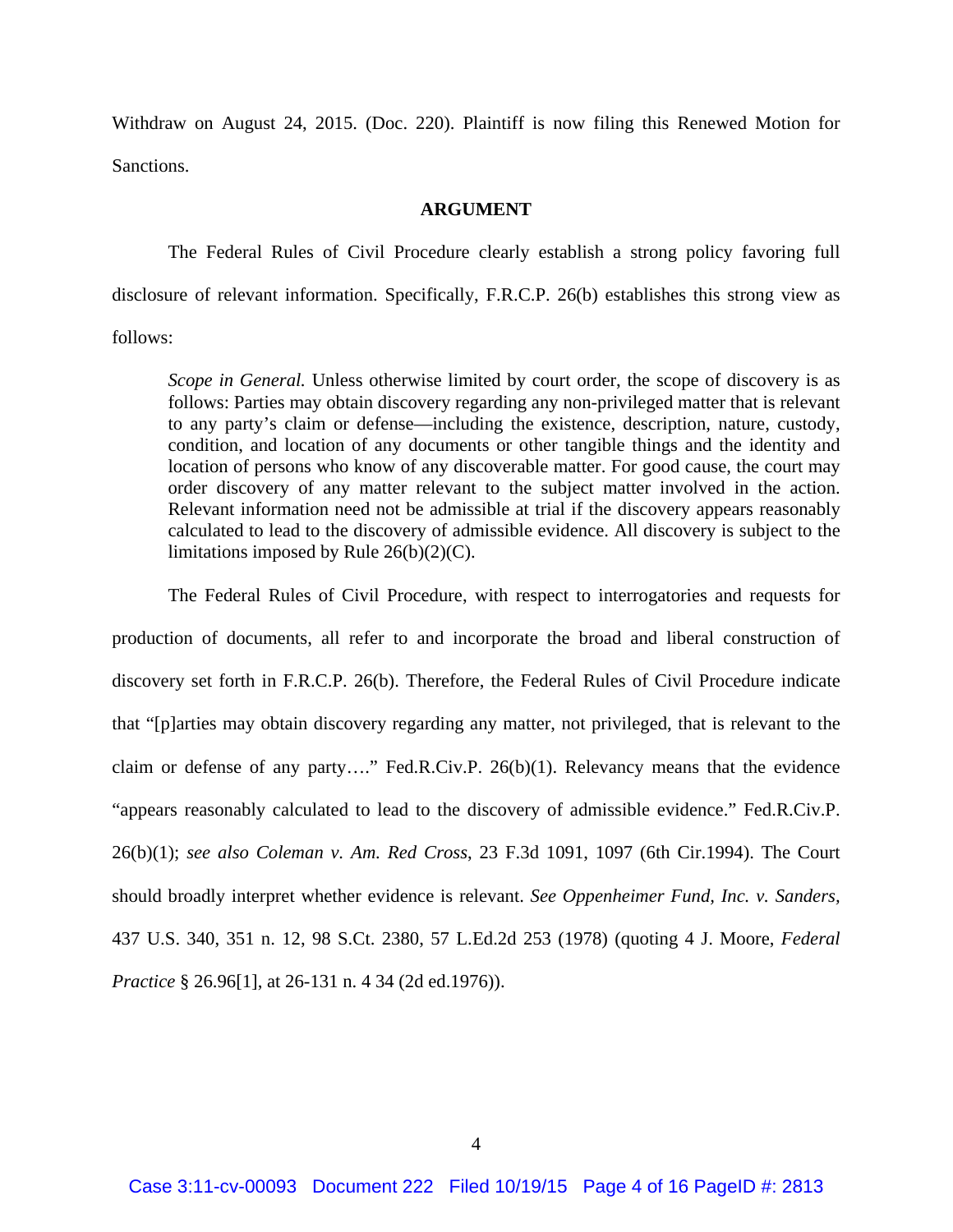Withdraw on August 24, 2015. (Doc. 220). Plaintiff is now filing this Renewed Motion for Sanctions.

## ARGUMENT

The Federal Rules of Civil Procedure clearly establish a strong policy favoring full disclosure of relevant information. Specifically, F.R.C.P. 26(b) establishes this strong view as follows:

> *Scope in General.* Unless otherwise limited by court order, the scope of discovery is as follows: Parties may obtain discovery regarding any non-privileged matter that is relevant to any party's claim or defense—including the existence, description, nature, custody, condition, and location of any documents or other tangible things and the identity and location of persons who know of any discoverable matter. For good cause, the court may order discovery of any matter relevant to the subject matter involved in the action. Relevant information need not be admissible at trial if the discovery appears reasonably calculated to lead to the discovery of admissible evidence. All discovery is subject to the limitations imposed by Rule 26(b)(2)(C).

The Federal Rules of Civil Procedure, with respect to interrogatories and requests for production of documents, all refer to and incorporate the broad and liberal construction of discovery set forth in F.R.C.P. 26(b). Therefore, the Federal Rules of Civil Procedure indicate that "[p]arties may obtain discovery regarding any matter, not privileged, that is relevant to the claim or defense of any party…." Fed.R.Civ.P. 26(b)(1). Relevancy means that the evidence "appears reasonably calculated to lead to the discovery of admissible evidence." Fed.R.Civ.P. 26(b)(1); *see also Coleman v. Am. Red Cross*, 23 F.3d 1091, 1097 (6th Cir.1994). The Court should broadly interpret whether evidence is relevant. *See Oppenheimer Fund, Inc. v. Sanders,* 437 U.S. 340, 351 n. 12, 98 S.Ct. 2380, 57 L.Ed.2d 253 (1978) (quoting 4 J. Moore, *Federal Practice* § 26.96[1], at 26-131 n. 4 34 (2d ed.1976)).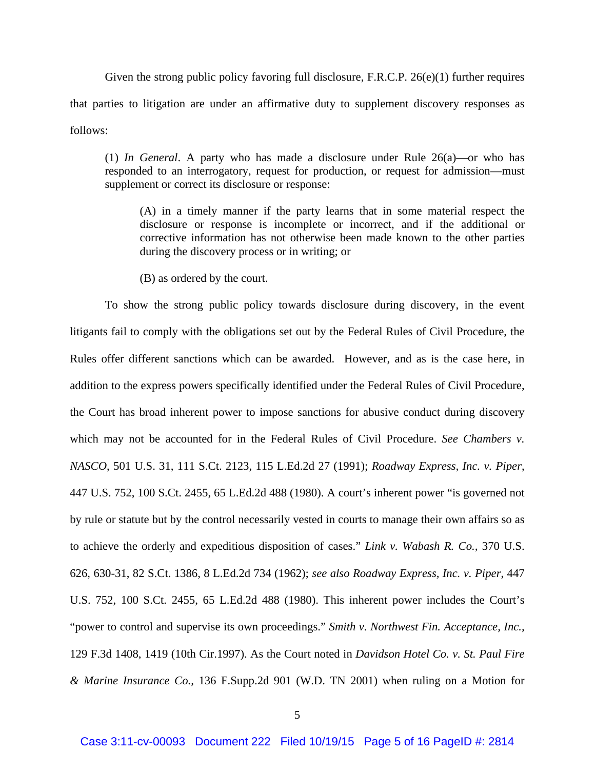Given the strong public policy favoring full disclosure, F.R.C.P. 26(e)(1) further requires that parties to litigation are under an affirmative duty to supplement discovery responses as follows:

> (1) *In General*. A party who has made a disclosure under Rule 26(a)—or who has responded to an interrogatory, request for production, or request for admission—must supplement or correct its disclosure or response:
>
> > (A) in a timely manner if the party learns that in some material respect the disclosure or response is incomplete or incorrect, and if the additional or corrective information has not otherwise been made known to the other parties during the discovery process or in writing; or
> >
> > (B) as ordered by the court.

To show the strong public policy towards disclosure during discovery, in the event litigants fail to comply with the obligations set out by the Federal Rules of Civil Procedure, the Rules offer different sanctions which can be awarded. However, and as is the case here, in addition to the express powers specifically identified under the Federal Rules of Civil Procedure, the Court has broad inherent power to impose sanctions for abusive conduct during discovery which may not be accounted for in the Federal Rules of Civil Procedure. *See Chambers v. NASCO*, 501 U.S. 31, 111 S.Ct. 2123, 115 L.Ed.2d 27 (1991); *Roadway Express, Inc. v. Piper*, 447 U.S. 752, 100 S.Ct. 2455, 65 L.Ed.2d 488 (1980). A court's inherent power "is governed not by rule or statute but by the control necessarily vested in courts to manage their own affairs so as to achieve the orderly and expeditious disposition of cases." *Link v. Wabash R. Co.*, 370 U.S. 626, 630-31, 82 S.Ct. 1386, 8 L.Ed.2d 734 (1962); *see also Roadway Express, Inc. v. Piper*, 447 U.S. 752, 100 S.Ct. 2455, 65 L.Ed.2d 488 (1980). This inherent power includes the Court's "power to control and supervise its own proceedings." *Smith v. Northwest Fin. Acceptance, Inc.*, 129 F.3d 1408, 1419 (10th Cir.1997). As the Court noted in *Davidson Hotel Co. v. St. Paul Fire & Marine Insurance Co.*, 136 F.Supp.2d 901 (W.D. TN 2001) when ruling on a Motion for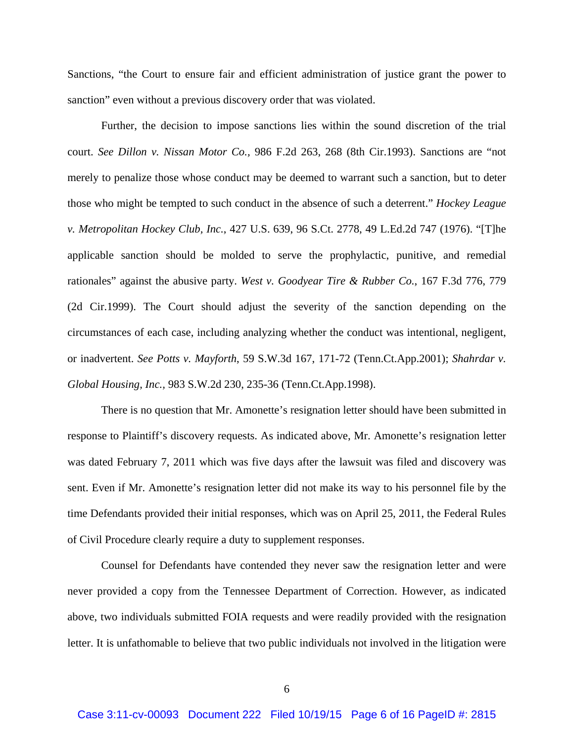Sanctions, "the Court to ensure fair and efficient administration of justice grant the power to sanction" even without a previous discovery order that was violated.

Further, the decision to impose sanctions lies within the sound discretion of the trial court. *See Dillon v. Nissan Motor Co.,* 986 F.2d 263, 268 (8th Cir.1993). Sanctions are "not merely to penalize those whose conduct may be deemed to warrant such a sanction, but to deter those who might be tempted to such conduct in the absence of such a deterrent." *Hockey League v. Metropolitan Hockey Club, Inc.*, 427 U.S. 639, 96 S.Ct. 2778, 49 L.Ed.2d 747 (1976). "[T]he applicable sanction should be molded to serve the prophylactic, punitive, and remedial rationales" against the abusive party. *West v. Goodyear Tire & Rubber Co.*, 167 F.3d 776, 779 (2d Cir.1999). The Court should adjust the severity of the sanction depending on the circumstances of each case, including analyzing whether the conduct was intentional, negligent, or inadvertent. *See Potts v. Mayforth*, 59 S.W.3d 167, 171-72 (Tenn.Ct.App.2001); *Shahrdar v. Global Housing, Inc.,* 983 S.W.2d 230, 235-36 (Tenn.Ct.App.1998).

There is no question that Mr. Amonette's resignation letter should have been submitted in response to Plaintiff's discovery requests. As indicated above, Mr. Amonette's resignation letter was dated February 7, 2011 which was five days after the lawsuit was filed and discovery was sent. Even if Mr. Amonette's resignation letter did not make its way to his personnel file by the time Defendants provided their initial responses, which was on April 25, 2011, the Federal Rules of Civil Procedure clearly require a duty to supplement responses.

Counsel for Defendants have contended they never saw the resignation letter and were never provided a copy from the Tennessee Department of Correction. However, as indicated above, two individuals submitted FOIA requests and were readily provided with the resignation letter. It is unfathomable to believe that two public individuals not involved in the litigation were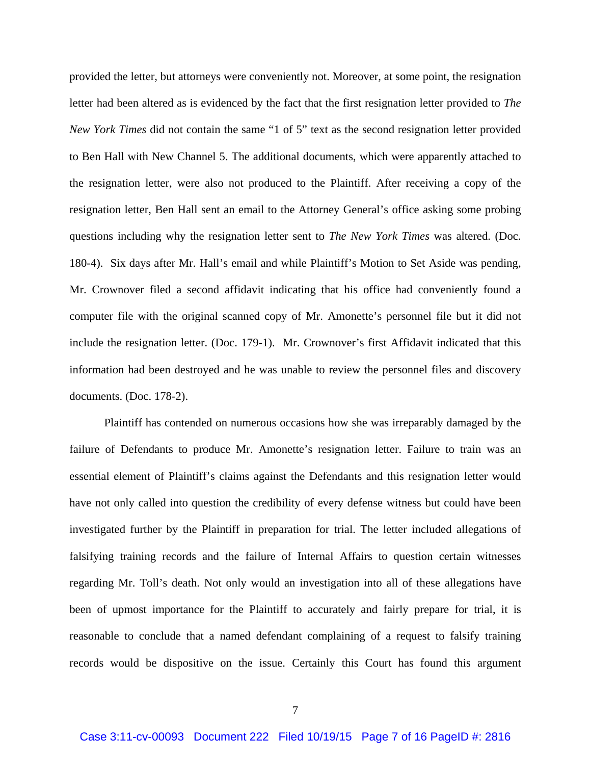provided the letter, but attorneys were conveniently not. Moreover, at some point, the resignation letter had been altered as is evidenced by the fact that the first resignation letter provided to *The New York Times* did not contain the same "1 of 5" text as the second resignation letter provided to Ben Hall with New Channel 5. The additional documents, which were apparently attached to the resignation letter, were also not produced to the Plaintiff. After receiving a copy of the resignation letter, Ben Hall sent an email to the Attorney General's office asking some probing questions including why the resignation letter sent to *The New York Times* was altered. (Doc. 180-4). Six days after Mr. Hall's email and while Plaintiff's Motion to Set Aside was pending, Mr. Crownover filed a second affidavit indicating that his office had conveniently found a computer file with the original scanned copy of Mr. Amonette's personnel file but it did not include the resignation letter. (Doc. 179-1). Mr. Crownover's first Affidavit indicated that this information had been destroyed and he was unable to review the personnel files and discovery documents. (Doc. 178-2).

Plaintiff has contended on numerous occasions how she was irreparably damaged by the failure of Defendants to produce Mr. Amonette's resignation letter. Failure to train was an essential element of Plaintiff's claims against the Defendants and this resignation letter would have not only called into question the credibility of every defense witness but could have been investigated further by the Plaintiff in preparation for trial. The letter included allegations of falsifying training records and the failure of Internal Affairs to question certain witnesses regarding Mr. Toll's death. Not only would an investigation into all of these allegations have been of upmost importance for the Plaintiff to accurately and fairly prepare for trial, it is reasonable to conclude that a named defendant complaining of a request to falsify training records would be dispositive on the issue. Certainly this Court has found this argument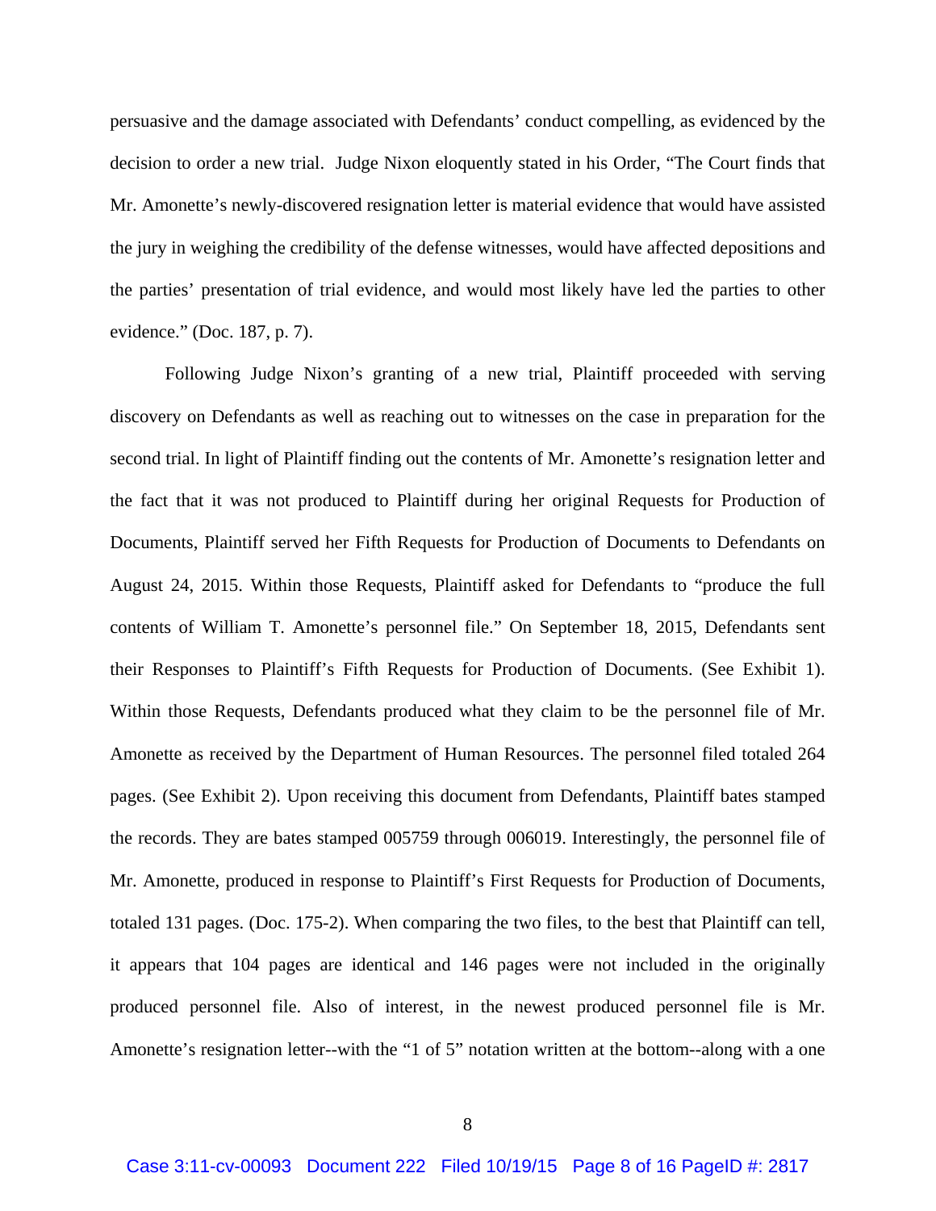persuasive and the damage associated with Defendants' conduct compelling, as evidenced by the decision to order a new trial. Judge Nixon eloquently stated in his Order, "The Court finds that Mr. Amonette's newly-discovered resignation letter is material evidence that would have assisted the jury in weighing the credibility of the defense witnesses, would have affected depositions and the parties' presentation of trial evidence, and would most likely have led the parties to other evidence." (Doc. 187, p. 7).

Following Judge Nixon's granting of a new trial, Plaintiff proceeded with serving discovery on Defendants as well as reaching out to witnesses on the case in preparation for the second trial. In light of Plaintiff finding out the contents of Mr. Amonette's resignation letter and the fact that it was not produced to Plaintiff during her original Requests for Production of Documents, Plaintiff served her Fifth Requests for Production of Documents to Defendants on August 24, 2015. Within those Requests, Plaintiff asked for Defendants to "produce the full contents of William T. Amonette's personnel file." On September 18, 2015, Defendants sent their Responses to Plaintiff's Fifth Requests for Production of Documents. (See Exhibit 1). Within those Requests, Defendants produced what they claim to be the personnel file of Mr. Amonette as received by the Department of Human Resources. The personnel filed totaled 264 pages. (See Exhibit 2). Upon receiving this document from Defendants, Plaintiff bates stamped the records. They are bates stamped 005759 through 006019. Interestingly, the personnel file of Mr. Amonette, produced in response to Plaintiff's First Requests for Production of Documents, totaled 131 pages. (Doc. 175-2). When comparing the two files, to the best that Plaintiff can tell, it appears that 104 pages are identical and 146 pages were not included in the originally produced personnel file. Also of interest, in the newest produced personnel file is Mr. Amonette's resignation letter--with the "1 of 5" notation written at the bottom--along with a one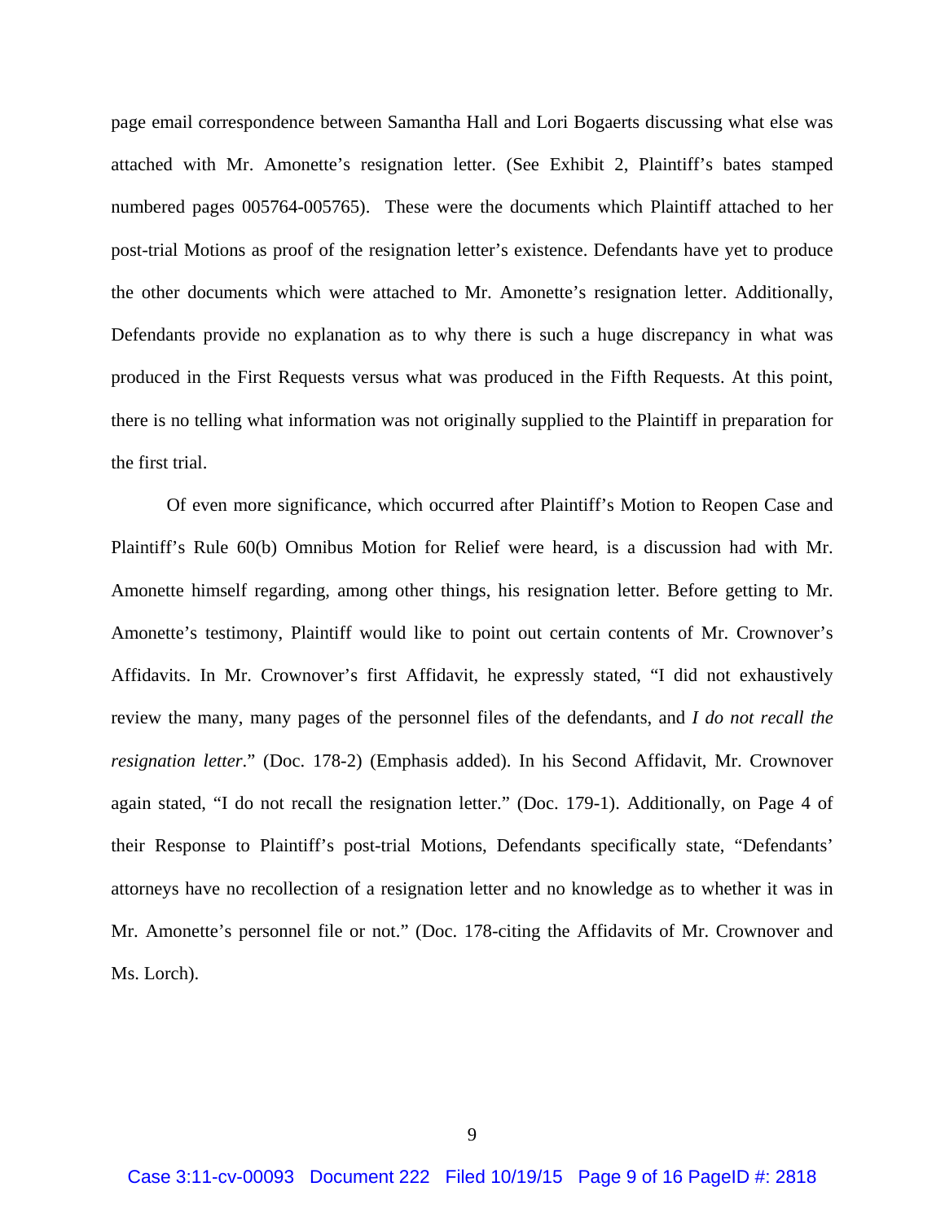page email correspondence between Samantha Hall and Lori Bogaerts discussing what else was attached with Mr. Amonette's resignation letter. (See Exhibit 2, Plaintiff's bates stamped numbered pages 005764-005765). These were the documents which Plaintiff attached to her post-trial Motions as proof of the resignation letter's existence. Defendants have yet to produce the other documents which were attached to Mr. Amonette's resignation letter. Additionally, Defendants provide no explanation as to why there is such a huge discrepancy in what was produced in the First Requests versus what was produced in the Fifth Requests. At this point, there is no telling what information was not originally supplied to the Plaintiff in preparation for the first trial.

Of even more significance, which occurred after Plaintiff's Motion to Reopen Case and Plaintiff's Rule 60(b) Omnibus Motion for Relief were heard, is a discussion had with Mr. Amonette himself regarding, among other things, his resignation letter. Before getting to Mr. Amonette's testimony, Plaintiff would like to point out certain contents of Mr. Crownover's Affidavits. In Mr. Crownover's first Affidavit, he expressly stated, "I did not exhaustively review the many, many pages of the personnel files of the defendants, and *I do not recall the resignation letter*." (Doc. 178-2) (Emphasis added). In his Second Affidavit, Mr. Crownover again stated, "I do not recall the resignation letter." (Doc. 179-1). Additionally, on Page 4 of their Response to Plaintiff's post-trial Motions, Defendants specifically state, "Defendants' attorneys have no recollection of a resignation letter and no knowledge as to whether it was in Mr. Amonette's personnel file or not." (Doc. 178-citing the Affidavits of Mr. Crownover and Ms. Lorch).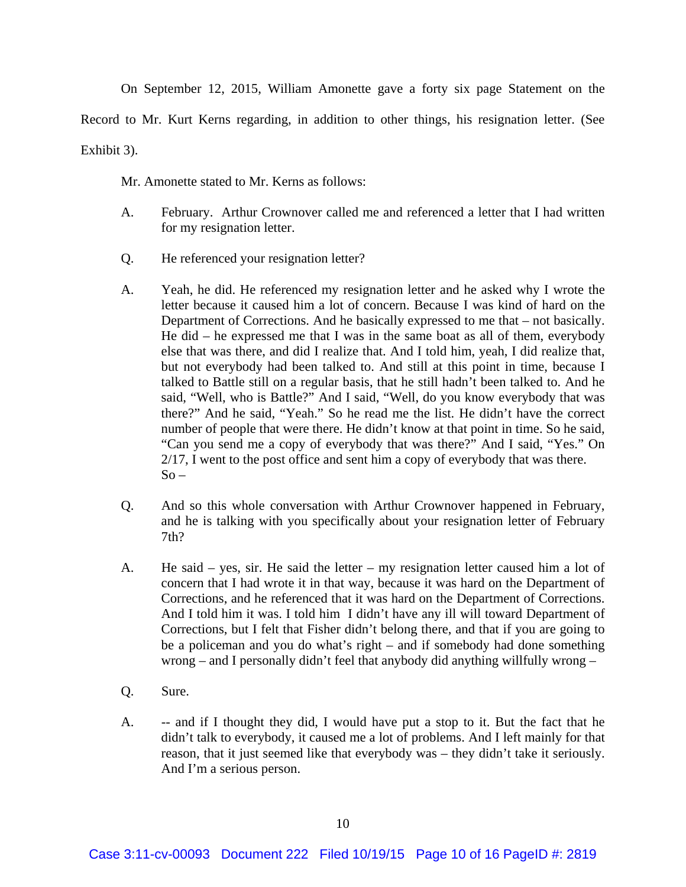On September 12, 2015, William Amonette gave a forty six page Statement on the Record to Mr. Kurt Kerns regarding, in addition to other things, his resignation letter. (See Exhibit 3).

Mr. Amonette stated to Mr. Kerns as follows:

A. February. Arthur Crownover called me and referenced a letter that I had written for my resignation letter.

Q. He referenced your resignation letter?

A. Yeah, he did. He referenced my resignation letter and he asked why I wrote the letter because it caused him a lot of concern. Because I was kind of hard on the Department of Corrections. And he basically expressed to me that – not basically. He did – he expressed me that I was in the same boat as all of them, everybody else that was there, and did I realize that. And I told him, yeah, I did realize that, but not everybody had been talked to. And still at this point in time, because I talked to Battle still on a regular basis, that he still hadn't been talked to. And he said, "Well, who is Battle?" And I said, "Well, do you know everybody that was there?" And he said, "Yeah." So he read me the list. He didn't have the correct number of people that were there. He didn't know at that point in time. So he said, "Can you send me a copy of everybody that was there?" And I said, "Yes." On 2/17, I went to the post office and sent him a copy of everybody that was there. So –

Q. And so this whole conversation with Arthur Crownover happened in February, and he is talking with you specifically about your resignation letter of February 7th?

A. He said – yes, sir. He said the letter – my resignation letter caused him a lot of concern that I had wrote it in that way, because it was hard on the Department of Corrections, and he referenced that it was hard on the Department of Corrections. And I told him it was. I told him I didn't have any ill will toward Department of Corrections, but I felt that Fisher didn't belong there, and that if you are going to be a policeman and you do what's right – and if somebody had done something wrong – and I personally didn't feel that anybody did anything willfully wrong –

Q. Sure.

A. -- and if I thought they did, I would have put a stop to it. But the fact that he didn't talk to everybody, it caused me a lot of problems. And I left mainly for that reason, that it just seemed like that everybody was – they didn't take it seriously. And I'm a serious person.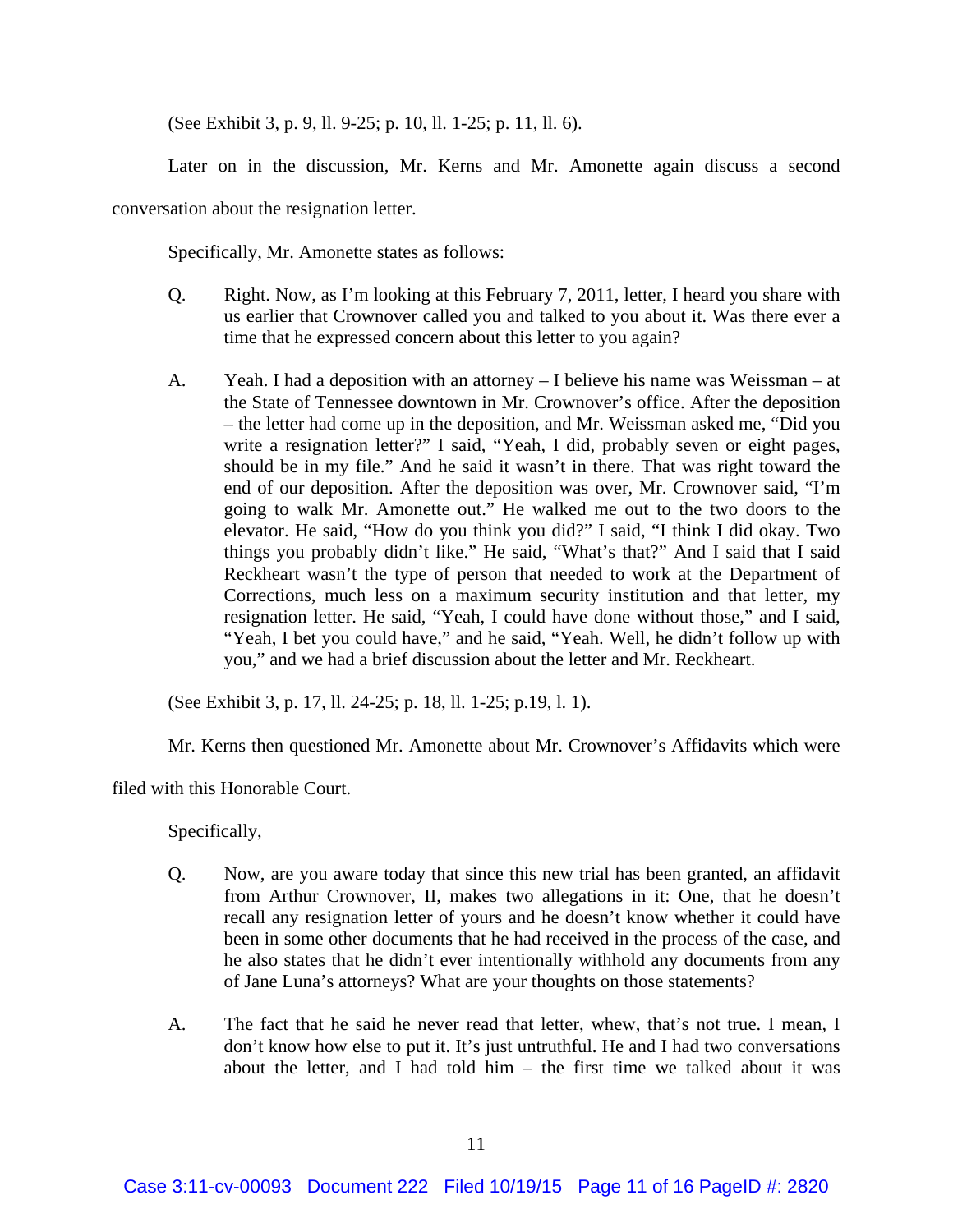(See Exhibit 3, p. 9, ll. 9-25; p. 10, ll. 1-25; p. 11, ll. 6).

Later on in the discussion, Mr. Kerns and Mr. Amonette again discuss a second conversation about the resignation letter.

Specifically, Mr. Amonette states as follows:

> Q. Right. Now, as I'm looking at this February 7, 2011, letter, I heard you share with us earlier that Crownover called you and talked to you about it. Was there ever a time that he expressed concern about this letter to you again?
>
> A. Yeah. I had a deposition with an attorney – I believe his name was Weissman – at the State of Tennessee downtown in Mr. Crownover's office. After the deposition – the letter had come up in the deposition, and Mr. Weissman asked me, "Did you write a resignation letter?" I said, "Yeah, I did, probably seven or eight pages, should be in my file." And he said it wasn't in there. That was right toward the end of our deposition. After the deposition was over, Mr. Crownover said, "I'm going to walk Mr. Amonette out." He walked me out to the two doors to the elevator. He said, "How do you think you did?" I said, "I think I did okay. Two things you probably didn't like." He said, "What's that?" And I said that I said Reckheart wasn't the type of person that needed to work at the Department of Corrections, much less on a maximum security institution and that letter, my resignation letter. He said, "Yeah, I could have done without those," and I said, "Yeah, I bet you could have," and he said, "Yeah. Well, he didn't follow up with you," and we had a brief discussion about the letter and Mr. Reckheart.

(See Exhibit 3, p. 17, ll. 24-25; p. 18, ll. 1-25; p.19, l. 1).

Mr. Kerns then questioned Mr. Amonette about Mr. Crownover's Affidavits which were filed with this Honorable Court.

Specifically,

> Q. Now, are you aware today that since this new trial has been granted, an affidavit from Arthur Crownover, II, makes two allegations in it: One, that he doesn't recall any resignation letter of yours and he doesn't know whether it could have been in some other documents that he had received in the process of the case, and he also states that he didn't ever intentionally withhold any documents from any of Jane Luna's attorneys? What are your thoughts on those statements?
>
> A. The fact that he said he never read that letter, whew, that's not true. I mean, I don't know how else to put it. It's just untruthful. He and I had two conversations about the letter, and I had told him – the first time we talked about it was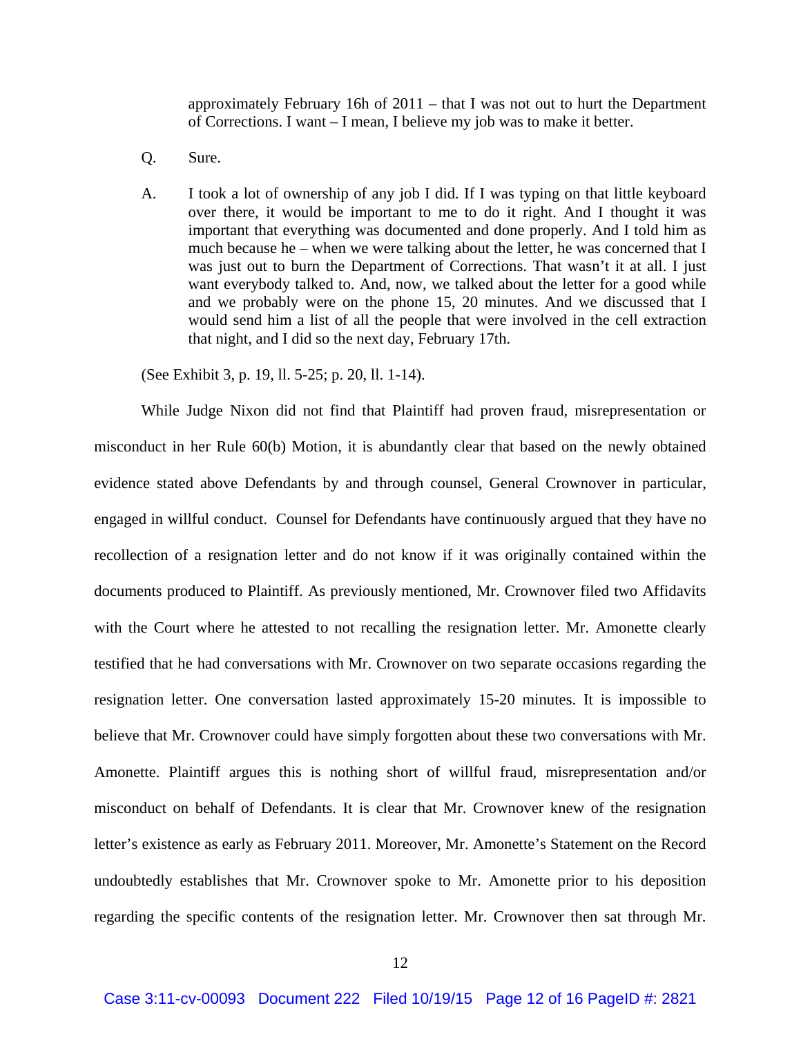approximately February 16h of 2011 – that I was not out to hurt the Department of Corrections. I want – I mean, I believe my job was to make it better.

Q. Sure.

A. I took a lot of ownership of any job I did. If I was typing on that little keyboard over there, it would be important to me to do it right. And I thought it was important that everything was documented and done properly. And I told him as much because he – when we were talking about the letter, he was concerned that I was just out to burn the Department of Corrections. That wasn't it at all. I just want everybody talked to. And, now, we talked about the letter for a good while and we probably were on the phone 15, 20 minutes. And we discussed that I would send him a list of all the people that were involved in the cell extraction that night, and I did so the next day, February 17th.

(See Exhibit 3, p. 19, ll. 5-25; p. 20, ll. 1-14).

While Judge Nixon did not find that Plaintiff had proven fraud, misrepresentation or misconduct in her Rule 60(b) Motion, it is abundantly clear that based on the newly obtained evidence stated above Defendants by and through counsel, General Crownover in particular, engaged in willful conduct. Counsel for Defendants have continuously argued that they have no recollection of a resignation letter and do not know if it was originally contained within the documents produced to Plaintiff. As previously mentioned, Mr. Crownover filed two Affidavits with the Court where he attested to not recalling the resignation letter. Mr. Amonette clearly testified that he had conversations with Mr. Crownover on two separate occasions regarding the resignation letter. One conversation lasted approximately 15-20 minutes. It is impossible to believe that Mr. Crownover could have simply forgotten about these two conversations with Mr. Amonette. Plaintiff argues this is nothing short of willful fraud, misrepresentation and/or misconduct on behalf of Defendants. It is clear that Mr. Crownover knew of the resignation letter's existence as early as February 2011. Moreover, Mr. Amonette's Statement on the Record undoubtedly establishes that Mr. Crownover spoke to Mr. Amonette prior to his deposition regarding the specific contents of the resignation letter. Mr. Crownover then sat through Mr.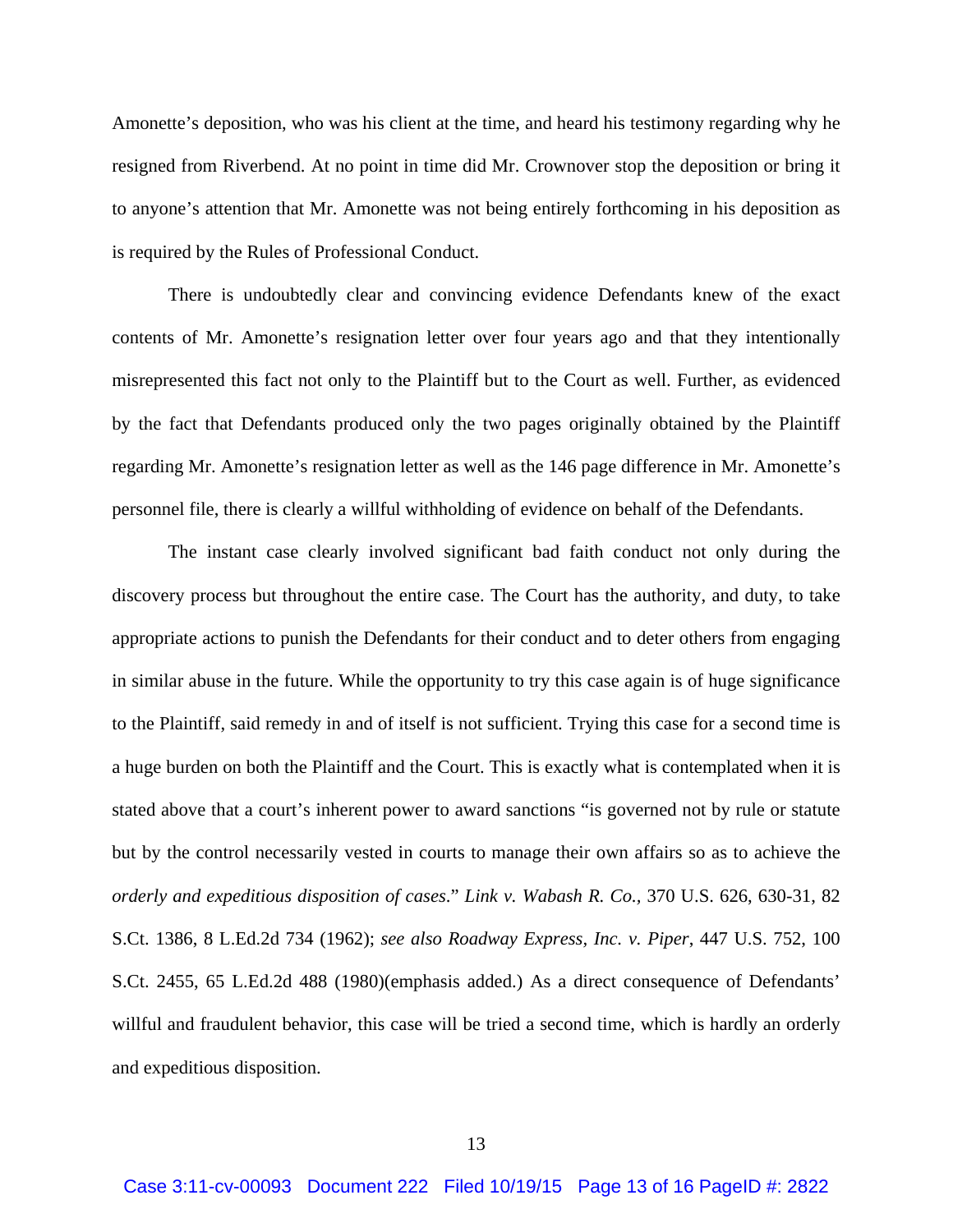Amonette's deposition, who was his client at the time, and heard his testimony regarding why he resigned from Riverbend. At no point in time did Mr. Crownover stop the deposition or bring it to anyone's attention that Mr. Amonette was not being entirely forthcoming in his deposition as is required by the Rules of Professional Conduct.

There is undoubtedly clear and convincing evidence Defendants knew of the exact contents of Mr. Amonette's resignation letter over four years ago and that they intentionally misrepresented this fact not only to the Plaintiff but to the Court as well. Further, as evidenced by the fact that Defendants produced only the two pages originally obtained by the Plaintiff regarding Mr. Amonette's resignation letter as well as the 146 page difference in Mr. Amonette's personnel file, there is clearly a willful withholding of evidence on behalf of the Defendants.

The instant case clearly involved significant bad faith conduct not only during the discovery process but throughout the entire case. The Court has the authority, and duty, to take appropriate actions to punish the Defendants for their conduct and to deter others from engaging in similar abuse in the future. While the opportunity to try this case again is of huge significance to the Plaintiff, said remedy in and of itself is not sufficient. Trying this case for a second time is a huge burden on both the Plaintiff and the Court. This is exactly what is contemplated when it is stated above that a court's inherent power to award sanctions "is governed not by rule or statute but by the control necessarily vested in courts to manage their own affairs so as to achieve the *orderly and expeditious disposition of cases*." *Link v. Wabash R. Co.*, 370 U.S. 626, 630-31, 82 S.Ct. 1386, 8 L.Ed.2d 734 (1962); *see also Roadway Express, Inc. v. Piper*, 447 U.S. 752, 100 S.Ct. 2455, 65 L.Ed.2d 488 (1980)(emphasis added.) As a direct consequence of Defendants' willful and fraudulent behavior, this case will be tried a second time, which is hardly an orderly and expeditious disposition.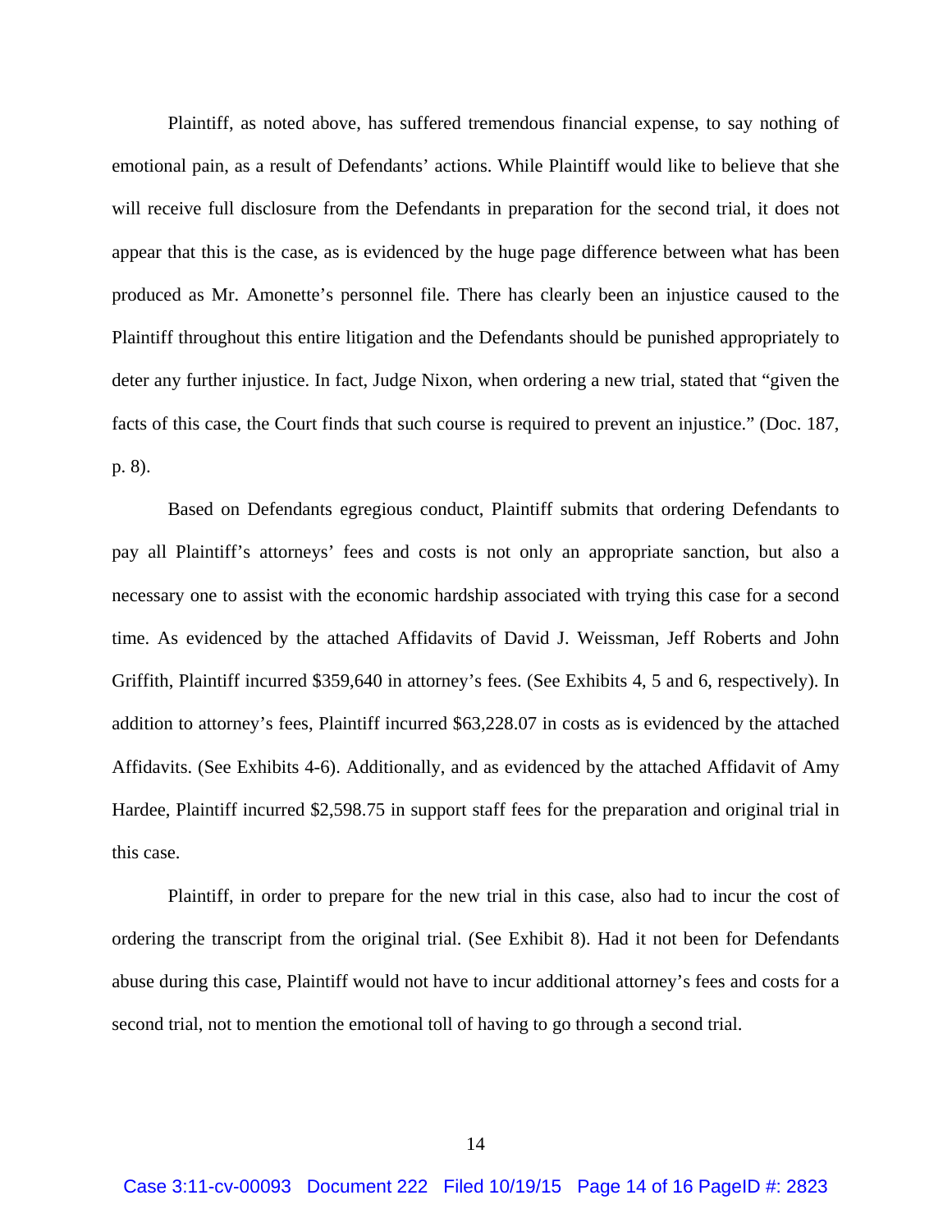Plaintiff, as noted above, has suffered tremendous financial expense, to say nothing of emotional pain, as a result of Defendants' actions. While Plaintiff would like to believe that she will receive full disclosure from the Defendants in preparation for the second trial, it does not appear that this is the case, as is evidenced by the huge page difference between what has been produced as Mr. Amonette's personnel file. There has clearly been an injustice caused to the Plaintiff throughout this entire litigation and the Defendants should be punished appropriately to deter any further injustice. In fact, Judge Nixon, when ordering a new trial, stated that "given the facts of this case, the Court finds that such course is required to prevent an injustice." (Doc. 187, p. 8).

Based on Defendants egregious conduct, Plaintiff submits that ordering Defendants to pay all Plaintiff's attorneys' fees and costs is not only an appropriate sanction, but also a necessary one to assist with the economic hardship associated with trying this case for a second time. As evidenced by the attached Affidavits of David J. Weissman, Jeff Roberts and John Griffith, Plaintiff incurred $359,640 in attorney's fees. (See Exhibits 4, 5 and 6, respectively). In addition to attorney's fees, Plaintiff incurred $63,228.07 in costs as is evidenced by the attached Affidavits. (See Exhibits 4-6). Additionally, and as evidenced by the attached Affidavit of Amy Hardee, Plaintiff incurred $2,598.75 in support staff fees for the preparation and original trial in this case.

Plaintiff, in order to prepare for the new trial in this case, also had to incur the cost of ordering the transcript from the original trial. (See Exhibit 8). Had it not been for Defendants abuse during this case, Plaintiff would not have to incur additional attorney's fees and costs for a second trial, not to mention the emotional toll of having to go through a second trial.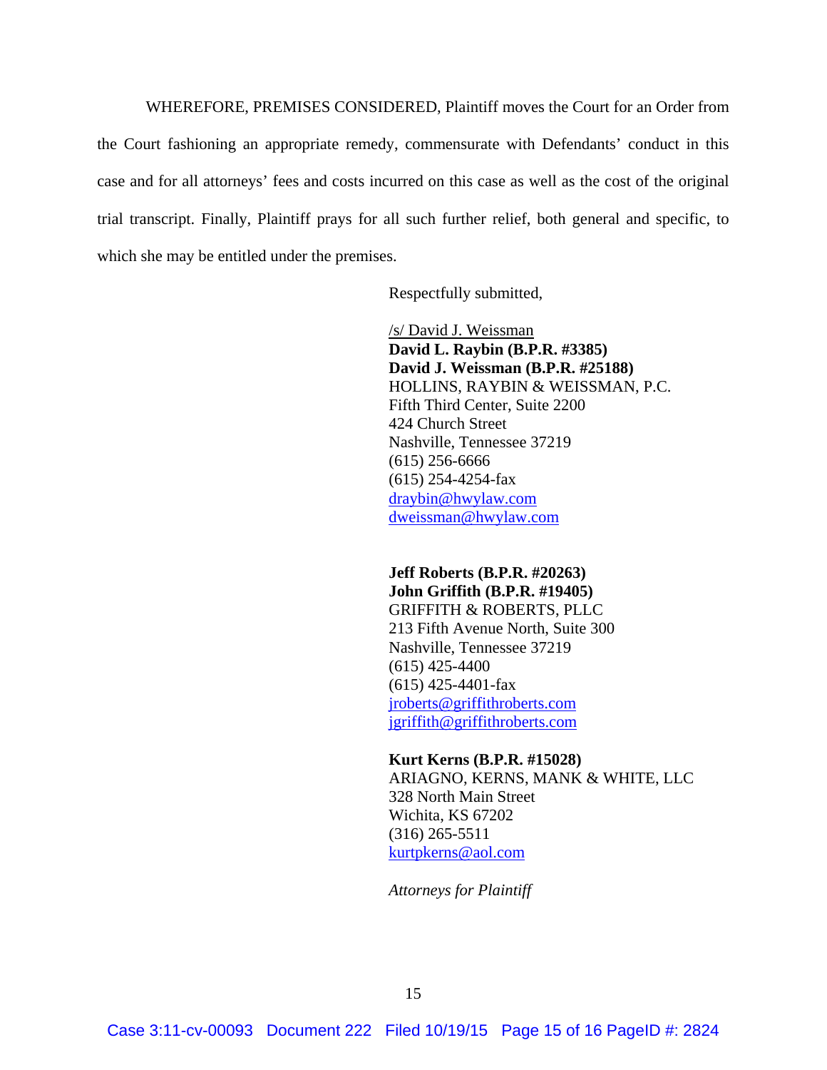WHEREFORE, PREMISES CONSIDERED, Plaintiff moves the Court for an Order from the Court fashioning an appropriate remedy, commensurate with Defendants' conduct in this case and for all attorneys' fees and costs incurred on this case as well as the cost of the original trial transcript. Finally, Plaintiff prays for all such further relief, both general and specific, to which she may be entitled under the premises.

Respectfully submitted,

/s/ David J. Weissman
**David L. Raybin (B.P.R. #3385)**
**David J. Weissman (B.P.R. #25188)**
HOLLINS, RAYBIN & WEISSMAN, P.C.
Fifth Third Center, Suite 2200
424 Church Street
Nashville, Tennessee 37219
(615) 256-6666
(615) 254-4254-fax
draybin@hwylaw.com
dweissman@hwylaw.com

**Jeff Roberts (B.P.R. #20263)**
**John Griffith (B.P.R. #19405)**
GRIFFITH & ROBERTS, PLLC
213 Fifth Avenue North, Suite 300
Nashville, Tennessee 37219
(615) 425-4400
(615) 425-4401-fax
jroberts@griffithroberts.com
jgriffith@griffithroberts.com

**Kurt Kerns (B.P.R. #15028)**
ARIAGNO, KERNS, MANK & WHITE, LLC
328 North Main Street
Wichita, KS 67202
(316) 265-5511
kurtpkerns@aol.com

*Attorneys for Plaintiff*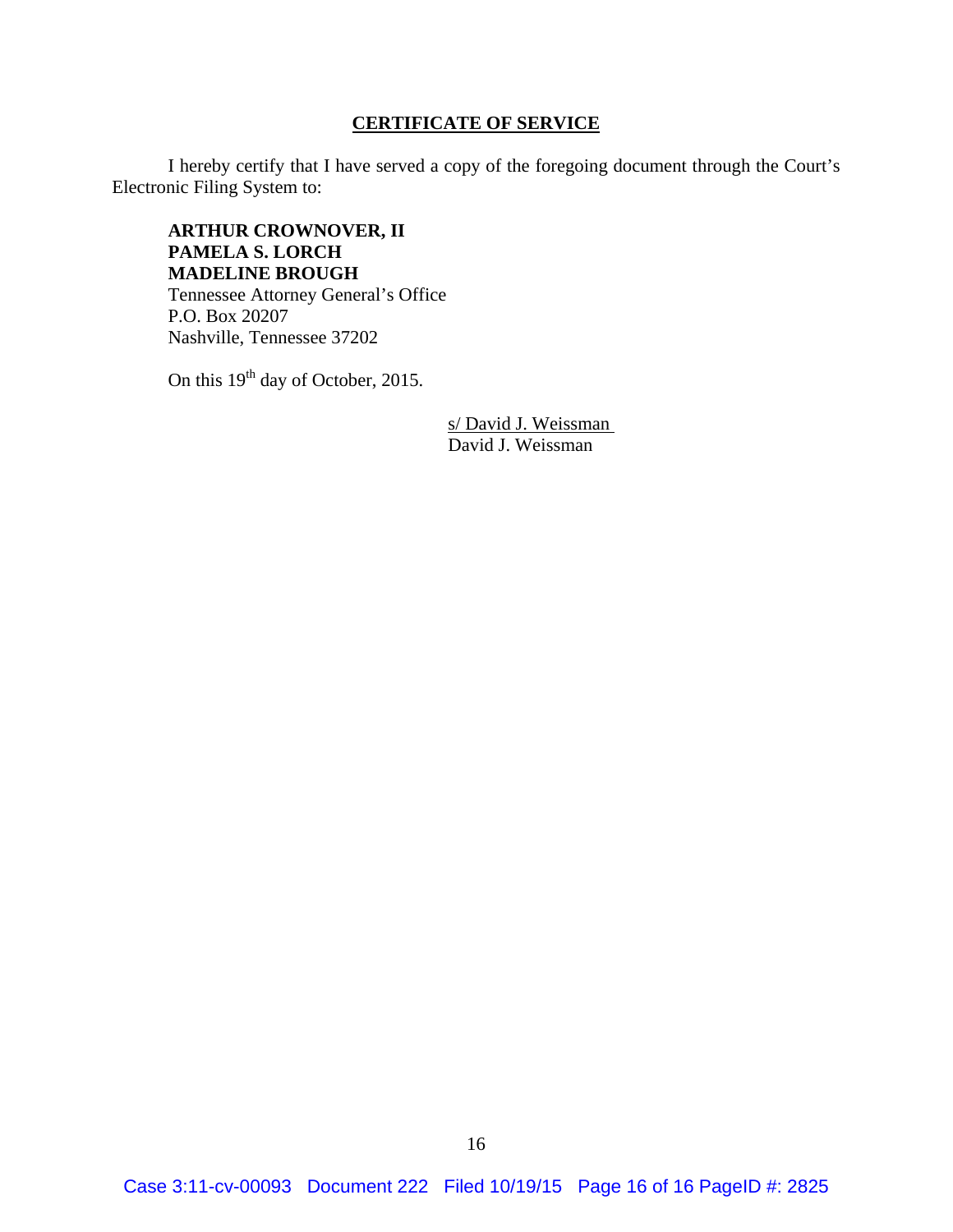## CERTIFICATE OF SERVICE

I hereby certify that I have served a copy of the foregoing document through the Court's Electronic Filing System to:

**ARTHUR CROWNOVER, II**
**PAMELA S. LORCH**
**MADELINE BROUGH**
Tennessee Attorney General's Office
P.O. Box 20207
Nashville, Tennessee 37202

On this 19th day of October, 2015.

s/ David J. Weissman
David J. Weissman